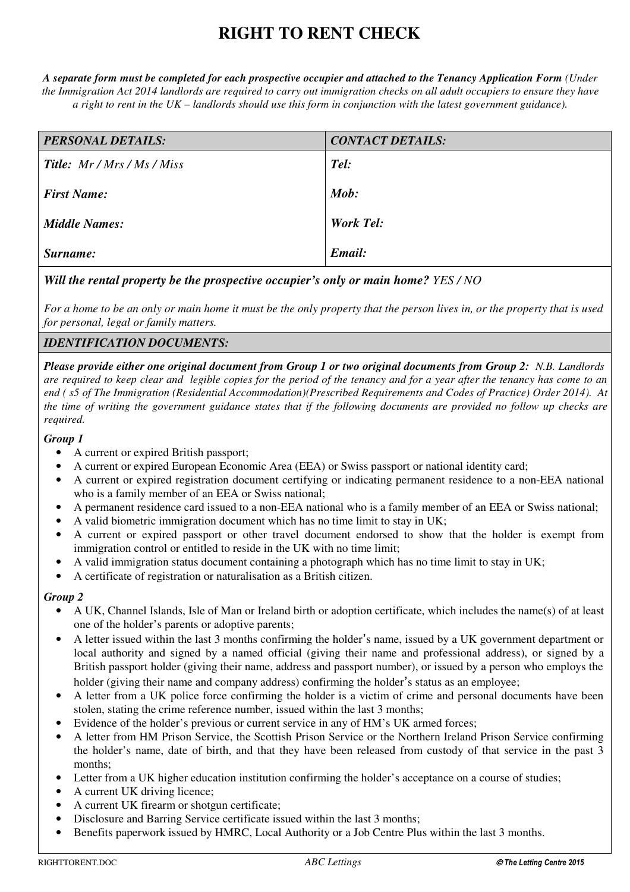# RIGHT TO RENT CHECK

***A separate form must be completed for each prospective occupier and attached to the Tenancy Application Form*** *(Under the Immigration Act 2014 landlords are required to carry out immigration checks on all adult occupiers to ensure they have a right to rent in the UK – landlords should use this form in conjunction with the latest government guidance).*

| ***PERSONAL DETAILS:*** | ***CONTACT DETAILS:*** |
|---|---|
| ***Title:*** *Mr / Mrs / Ms / Miss* | ***Tel:*** |
| ***First Name:*** | ***Mob:*** |
| ***Middle Names:*** | ***Work Tel:*** |
| ***Surname:*** | ***Email:*** |

***Will the rental property be the prospective occupier's only or main home?*** *YES / NO*

*For a home to be an only or main home it must be the only property that the person lives in, or the property that is used for personal, legal or family matters.*

***IDENTIFICATION DOCUMENTS:***

***Please provide either one original document from Group 1 or two original documents from Group 2:*** *N.B. Landlords are required to keep clear and legible copies for the period of the tenancy and for a year after the tenancy has come to an end ( s5 of The Immigration (Residential Accommodation)(Prescribed Requirements and Codes of Practice) Order 2014). At the time of writing the government guidance states that if the following documents are provided no follow up checks are required.*

***Group 1***

- A current or expired British passport;
- A current or expired European Economic Area (EEA) or Swiss passport or national identity card;
- A current or expired registration document certifying or indicating permanent residence to a non-EEA national who is a family member of an EEA or Swiss national;
- A permanent residence card issued to a non-EEA national who is a family member of an EEA or Swiss national;
- A valid biometric immigration document which has no time limit to stay in UK;
- A current or expired passport or other travel document endorsed to show that the holder is exempt from immigration control or entitled to reside in the UK with no time limit;
- A valid immigration status document containing a photograph which has no time limit to stay in UK;
- A certificate of registration or naturalisation as a British citizen.

***Group 2***

- A UK, Channel Islands, Isle of Man or Ireland birth or adoption certificate, which includes the name(s) of at least one of the holder's parents or adoptive parents;
- A letter issued within the last 3 months confirming the holder's name, issued by a UK government department or local authority and signed by a named official (giving their name and professional address), or signed by a British passport holder (giving their name, address and passport number), or issued by a person who employs the holder (giving their name and company address) confirming the holder's status as an employee;
- A letter from a UK police force confirming the holder is a victim of crime and personal documents have been stolen, stating the crime reference number, issued within the last 3 months;
- Evidence of the holder's previous or current service in any of HM's UK armed forces;
- A letter from HM Prison Service, the Scottish Prison Service or the Northern Ireland Prison Service confirming the holder's name, date of birth, and that they have been released from custody of that service in the past 3 months;
- Letter from a UK higher education institution confirming the holder's acceptance on a course of studies;
- A current UK driving licence;
- A current UK firearm or shotgun certificate;
- Disclosure and Barring Service certificate issued within the last 3 months;
- Benefits paperwork issued by HMRC, Local Authority or a Job Centre Plus within the last 3 months.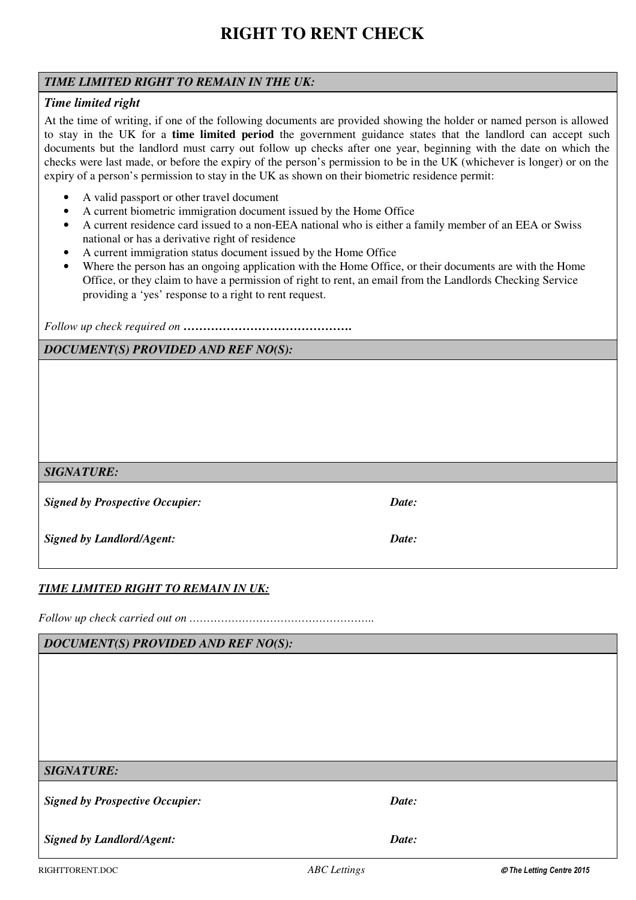# RIGHT TO RENT CHECK

***TIME LIMITED RIGHT TO REMAIN IN THE UK:***

***Time limited right***

At the time of writing, if one of the following documents are provided showing the holder or named person is allowed to stay in the UK for a **time limited period** the government guidance states that the landlord can accept such documents but the landlord must carry out follow up checks after one year, beginning with the date on which the checks were last made, or before the expiry of the person's permission to be in the UK (whichever is longer) or on the expiry of a person's permission to stay in the UK as shown on their biometric residence permit:

- A valid passport or other travel document
- A current biometric immigration document issued by the Home Office
- A current residence card issued to a non-EEA national who is either a family member of an EEA or Swiss national or has a derivative right of residence
- A current immigration status document issued by the Home Office
- Where the person has an ongoing application with the Home Office, or their documents are with the Home Office, or they claim to have a permission of right to rent, an email from the Landlords Checking Service providing a 'yes' response to a right to rent request.

*Follow up check required on* **…………………………………….**

***DOCUMENT(S) PROVIDED AND REF NO(S):***

***SIGNATURE:***

***Signed by Prospective Occupier:*** ***Date:***

***Signed by Landlord/Agent:*** ***Date:***

***<u>TIME LIMITED RIGHT TO REMAIN IN UK:</u>***

*Follow up check carried out on ……………………………………………..*

***DOCUMENT(S) PROVIDED AND REF NO(S):***

***SIGNATURE:***

***Signed by Prospective Occupier:*** ***Date:***

***Signed by Landlord/Agent:*** ***Date:***